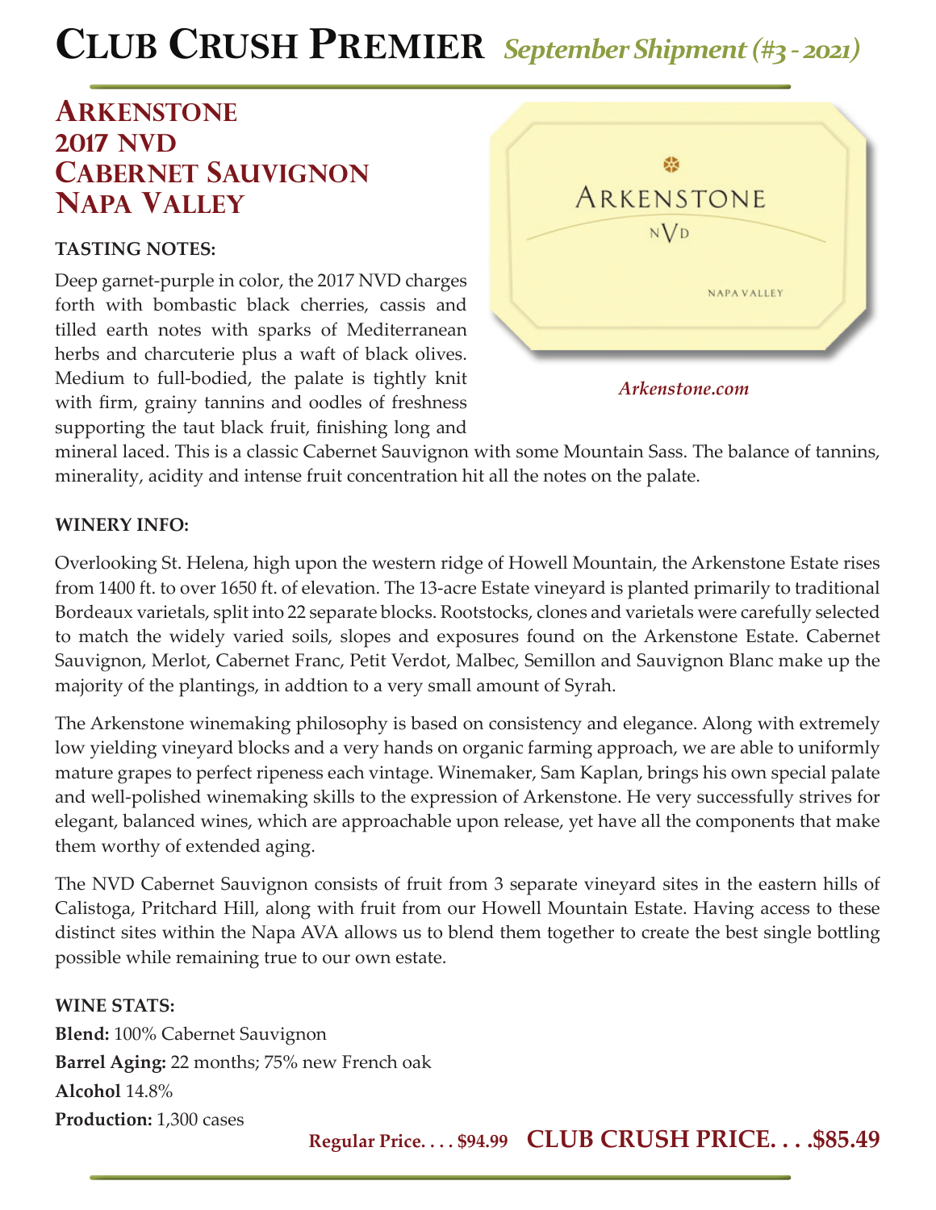# Club Crush Premier *September Shipment (#3 - 2021)*

## Arkenstone 2017 NVD Cabernet Sauvignon Napa Valley

**TASTING NOTES:**

Deep garnet-purple in color, the 2017 NVD charges forth with bombastic black cherries, cassis and tilled earth notes with sparks of Mediterranean herbs and charcuterie plus a waft of black olives. Medium to full-bodied, the palate is tightly knit with firm, grainy tannins and oodles of freshness supporting the taut black fruit, finishing long and mineral laced. This is a classic Cabernet Sauvignon with some Mountain Sass. The balance of tannins, minerality, acidity and intense fruit concentration hit all the notes on the palate.

*Arkenstone.com*

**WINERY INFO:**

Overlooking St. Helena, high upon the western ridge of Howell Mountain, the Arkenstone Estate rises from 1400 ft. to over 1650 ft. of elevation. The 13-acre Estate vineyard is planted primarily to traditional Bordeaux varietals, split into 22 separate blocks. Rootstocks, clones and varietals were carefully selected to match the widely varied soils, slopes and exposures found on the Arkenstone Estate. Cabernet Sauvignon, Merlot, Cabernet Franc, Petit Verdot, Malbec, Semillon and Sauvignon Blanc make up the majority of the plantings, in addtion to a very small amount of Syrah.

The Arkenstone winemaking philosophy is based on consistency and elegance. Along with extremely low yielding vineyard blocks and a very hands on organic farming approach, we are able to uniformly mature grapes to perfect ripeness each vintage. Winemaker, Sam Kaplan, brings his own special palate and well-polished winemaking skills to the expression of Arkenstone. He very successfully strives for elegant, balanced wines, which are approachable upon release, yet have all the components that make them worthy of extended aging.

The NVD Cabernet Sauvignon consists of fruit from 3 separate vineyard sites in the eastern hills of Calistoga, Pritchard Hill, along with fruit from our Howell Mountain Estate. Having access to these distinct sites within the Napa AVA allows us to blend them together to create the best single bottling possible while remaining true to our own estate.

**WINE STATS:**

**Blend:** 100% Cabernet Sauvignon
**Barrel Aging:** 22 months; 75% new French oak
**Alcohol** 14.8%
**Production:** 1,300 cases

**Regular Price. . . . $94.99** **CLUB CRUSH PRICE. . . .$85.49**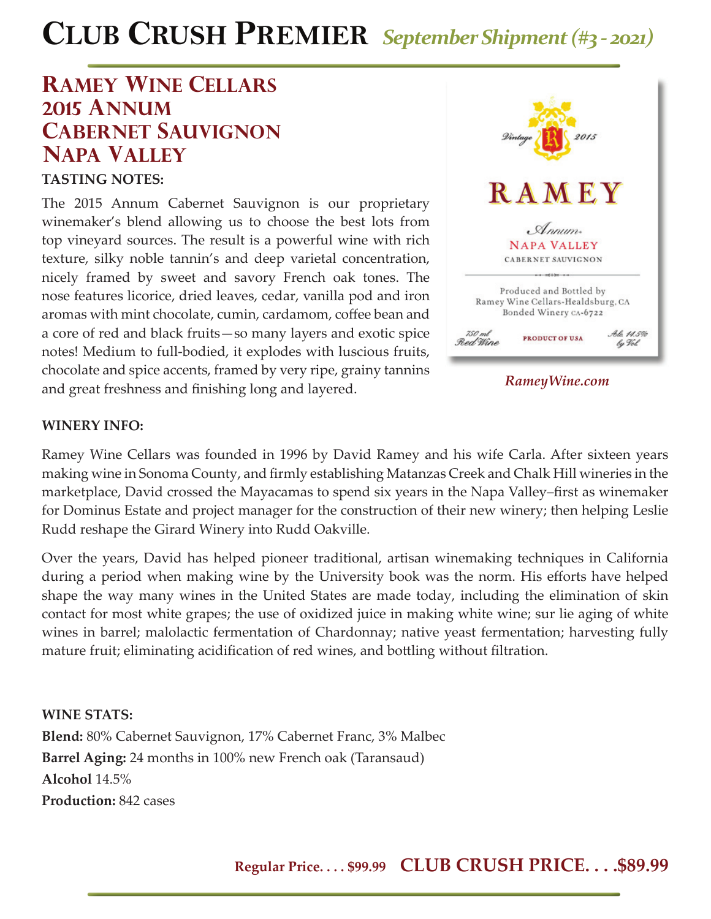# Club Crush Premier *September Shipment (#3 - 2021)*

## Ramey Wine Cellars 2015 Annum Cabernet Sauvignon Napa Valley

**TASTING NOTES:**

The 2015 Annum Cabernet Sauvignon is our proprietary winemaker's blend allowing us to choose the best lots from top vineyard sources. The result is a powerful wine with rich texture, silky noble tannin's and deep varietal concentration, nicely framed by sweet and savory French oak tones. The nose features licorice, dried leaves, cedar, vanilla pod and iron aromas with mint chocolate, cumin, cardamom, coffee bean and a core of red and black fruits—so many layers and exotic spice notes! Medium to full-bodied, it explodes with luscious fruits, chocolate and spice accents, framed by very ripe, grainy tannins and great freshness and finishing long and layered.

Vintage 2015

RAMEY

Annum

NAPA VALLEY

CABERNET SAUVIGNON

Produced and Bottled by Ramey Wine Cellars-Healdsburg, CA Bonded Winery CA-6722

750 ml Red Wine PRODUCT OF USA Alc. 14.5% by Vol.

*RameyWine.com*

**WINERY INFO:**

Ramey Wine Cellars was founded in 1996 by David Ramey and his wife Carla. After sixteen years making wine in Sonoma County, and firmly establishing Matanzas Creek and Chalk Hill wineries in the marketplace, David crossed the Mayacamas to spend six years in the Napa Valley–first as winemaker for Dominus Estate and project manager for the construction of their new winery; then helping Leslie Rudd reshape the Girard Winery into Rudd Oakville.

Over the years, David has helped pioneer traditional, artisan winemaking techniques in California during a period when making wine by the University book was the norm. His efforts have helped shape the way many wines in the United States are made today, including the elimination of skin contact for most white grapes; the use of oxidized juice in making white wine; sur lie aging of white wines in barrel; malolactic fermentation of Chardonnay; native yeast fermentation; harvesting fully mature fruit; eliminating acidification of red wines, and bottling without filtration.

**WINE STATS:**

**Blend:** 80% Cabernet Sauvignon, 17% Cabernet Franc, 3% Malbec
**Barrel Aging:** 24 months in 100% new French oak (Taransaud)
**Alcohol** 14.5%
**Production:** 842 cases

**Regular Price. . . . $99.99 CLUB CRUSH PRICE. . . .$89.99**